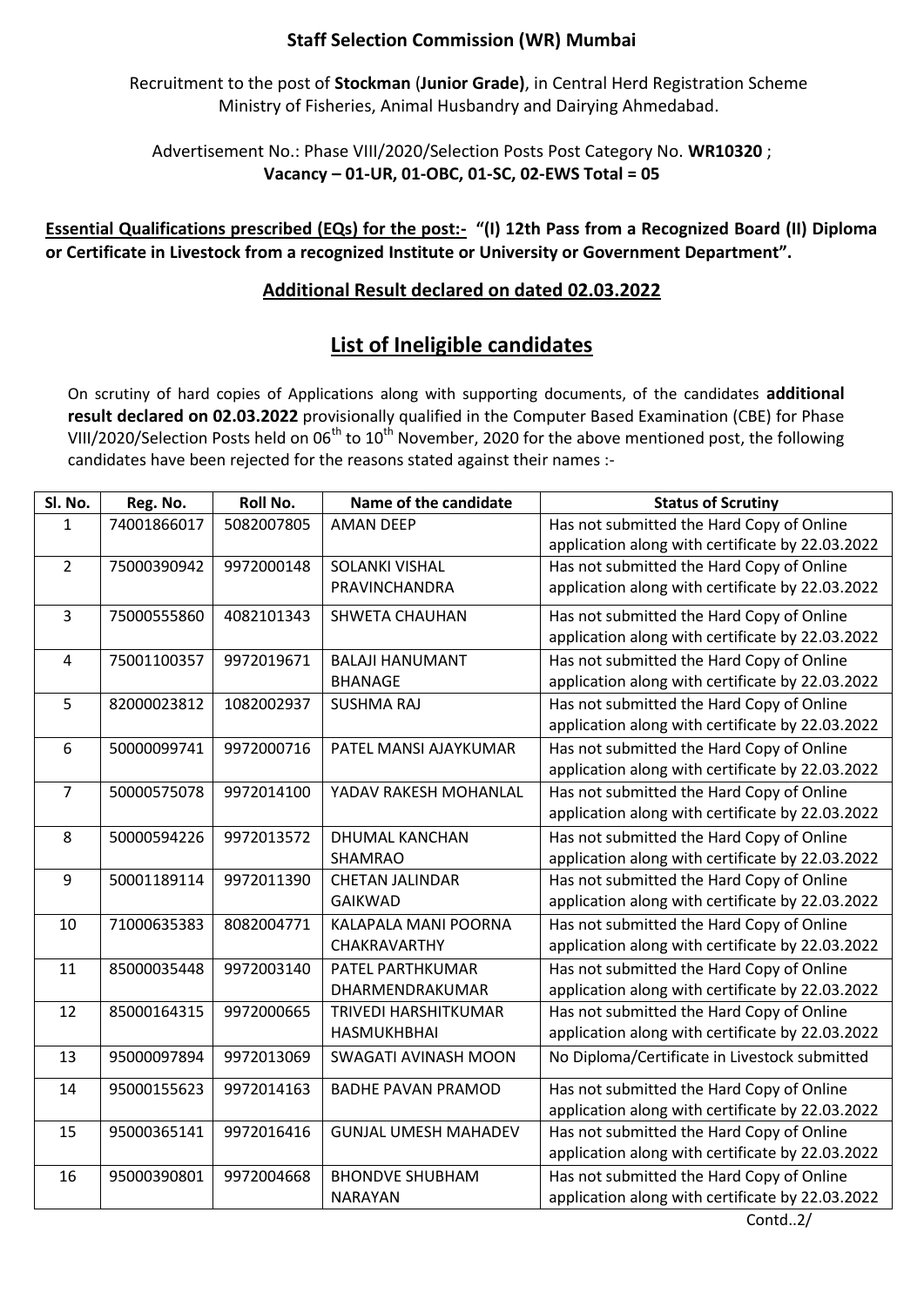**Staff Selection Commission (WR) Mumbai**

Recruitment to the post of **Stockman (Junior Grade)**, in Central Herd Registration Scheme Ministry of Fisheries, Animal Husbandry and Dairying Ahmedabad.

Advertisement No.: Phase VIII/2020/Selection Posts Post Category No. **WR10320** ; **Vacancy – 01-UR, 01-OBC, 01-SC, 02-EWS Total = 05**

**Essential Qualifications prescribed (EQs) for the post:- "(I) 12th Pass from a Recognized Board (II) Diploma or Certificate in Livestock from a recognized Institute or University or Government Department".**

**Additional Result declared on dated 02.03.2022**

## List of Ineligible candidates

On scrutiny of hard copies of Applications along with supporting documents, of the candidates **additional result declared on 02.03.2022** provisionally qualified in the Computer Based Examination (CBE) for Phase VIII/2020/Selection Posts held on 06th to 10th November, 2020 for the above mentioned post, the following candidates have been rejected for the reasons stated against their names :-

| Sl. No. | Reg. No. | Roll No. | Name of the candidate | Status of Scrutiny |
|---|---|---|---|---|
| 1 | 74001866017 | 5082007805 | AMAN DEEP | Has not submitted the Hard Copy of Online application along with certificate by 22.03.2022 |
| 2 | 75000390942 | 9972000148 | SOLANKI VISHAL PRAVINCHANDRA | Has not submitted the Hard Copy of Online application along with certificate by 22.03.2022 |
| 3 | 75000555860 | 4082101343 | SHWETA CHAUHAN | Has not submitted the Hard Copy of Online application along with certificate by 22.03.2022 |
| 4 | 75001100357 | 9972019671 | BALAJI HANUMANT BHANAGE | Has not submitted the Hard Copy of Online application along with certificate by 22.03.2022 |
| 5 | 82000023812 | 1082002937 | SUSHMA RAJ | Has not submitted the Hard Copy of Online application along with certificate by 22.03.2022 |
| 6 | 50000099741 | 9972000716 | PATEL MANSI AJAYKUMAR | Has not submitted the Hard Copy of Online application along with certificate by 22.03.2022 |
| 7 | 50000575078 | 9972014100 | YADAV RAKESH MOHANLAL | Has not submitted the Hard Copy of Online application along with certificate by 22.03.2022 |
| 8 | 50000594226 | 9972013572 | DHUMAL KANCHAN SHAMRAO | Has not submitted the Hard Copy of Online application along with certificate by 22.03.2022 |
| 9 | 50001189114 | 9972011390 | CHETAN JALINDAR GAIKWAD | Has not submitted the Hard Copy of Online application along with certificate by 22.03.2022 |
| 10 | 71000635383 | 8082004771 | KALAPALA MANI POORNA CHAKRAVARTHY | Has not submitted the Hard Copy of Online application along with certificate by 22.03.2022 |
| 11 | 85000035448 | 9972003140 | PATEL PARTHKUMAR DHARMENDRAKUMAR | Has not submitted the Hard Copy of Online application along with certificate by 22.03.2022 |
| 12 | 85000164315 | 9972000665 | TRIVEDI HARSHITKUMAR HASMUKHBHAI | Has not submitted the Hard Copy of Online application along with certificate by 22.03.2022 |
| 13 | 95000097894 | 9972013069 | SWAGATI AVINASH MOON | No Diploma/Certificate in Livestock submitted |
| 14 | 95000155623 | 9972014163 | BADHE PAVAN PRAMOD | Has not submitted the Hard Copy of Online application along with certificate by 22.03.2022 |
| 15 | 95000365141 | 9972016416 | GUNJAL UMESH MAHADEV | Has not submitted the Hard Copy of Online application along with certificate by 22.03.2022 |
| 16 | 95000390801 | 9972004668 | BHONDVE SHUBHAM NARAYAN | Has not submitted the Hard Copy of Online application along with certificate by 22.03.2022 |

Contd..2/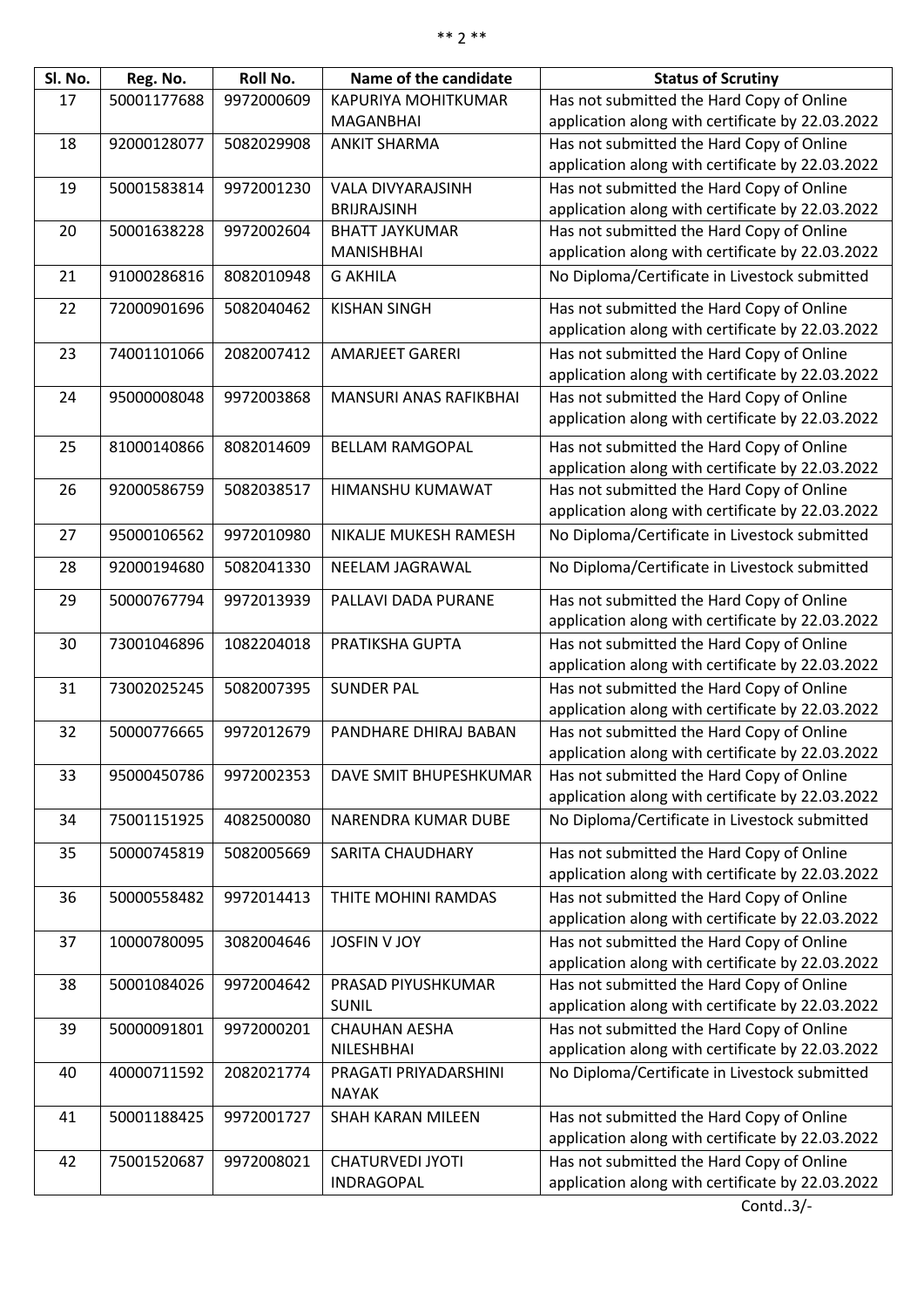| Sl. No. | Reg. No. | Roll No. | Name of the candidate | Status of Scrutiny |
|---|---|---|---|---|
| 17 | 50001177688 | 9972000609 | KAPURIYA MOHITKUMAR MAGANBHAI | Has not submitted the Hard Copy of Online application along with certificate by 22.03.2022 |
| 18 | 92000128077 | 5082029908 | ANKIT SHARMA | Has not submitted the Hard Copy of Online application along with certificate by 22.03.2022 |
| 19 | 50001583814 | 9972001230 | VALA DIVYARAJSINH BRIJRAJSINH | Has not submitted the Hard Copy of Online application along with certificate by 22.03.2022 |
| 20 | 50001638228 | 9972002604 | BHATT JAYKUMAR MANISHBHAI | Has not submitted the Hard Copy of Online application along with certificate by 22.03.2022 |
| 21 | 91000286816 | 8082010948 | G AKHILA | No Diploma/Certificate in Livestock submitted |
| 22 | 72000901696 | 5082040462 | KISHAN SINGH | Has not submitted the Hard Copy of Online application along with certificate by 22.03.2022 |
| 23 | 74001101066 | 2082007412 | AMARJEET GARERI | Has not submitted the Hard Copy of Online application along with certificate by 22.03.2022 |
| 24 | 95000008048 | 9972003868 | MANSURI ANAS RAFIKBHAI | Has not submitted the Hard Copy of Online application along with certificate by 22.03.2022 |
| 25 | 81000140866 | 8082014609 | BELLAM RAMGOPAL | Has not submitted the Hard Copy of Online application along with certificate by 22.03.2022 |
| 26 | 92000586759 | 5082038517 | HIMANSHU KUMAWAT | Has not submitted the Hard Copy of Online application along with certificate by 22.03.2022 |
| 27 | 95000106562 | 9972010980 | NIKALJE MUKESH RAMESH | No Diploma/Certificate in Livestock submitted |
| 28 | 92000194680 | 5082041330 | NEELAM JAGRAWAL | No Diploma/Certificate in Livestock submitted |
| 29 | 50000767794 | 9972013939 | PALLAVI DADA PURANE | Has not submitted the Hard Copy of Online application along with certificate by 22.03.2022 |
| 30 | 73001046896 | 1082204018 | PRATIKSHA GUPTA | Has not submitted the Hard Copy of Online application along with certificate by 22.03.2022 |
| 31 | 73002025245 | 5082007395 | SUNDER PAL | Has not submitted the Hard Copy of Online application along with certificate by 22.03.2022 |
| 32 | 50000776665 | 9972012679 | PANDHARE DHIRAJ BABAN | Has not submitted the Hard Copy of Online application along with certificate by 22.03.2022 |
| 33 | 95000450786 | 9972002353 | DAVE SMIT BHUPESHKUMAR | Has not submitted the Hard Copy of Online application along with certificate by 22.03.2022 |
| 34 | 75001151925 | 4082500080 | NARENDRA KUMAR DUBE | No Diploma/Certificate in Livestock submitted |
| 35 | 50000745819 | 5082005669 | SARITA CHAUDHARY | Has not submitted the Hard Copy of Online application along with certificate by 22.03.2022 |
| 36 | 50000558482 | 9972014413 | THITE MOHINI RAMDAS | Has not submitted the Hard Copy of Online application along with certificate by 22.03.2022 |
| 37 | 10000780095 | 3082004646 | JOSFIN V JOY | Has not submitted the Hard Copy of Online application along with certificate by 22.03.2022 |
| 38 | 50001084026 | 9972004642 | PRASAD PIYUSHKUMAR SUNIL | Has not submitted the Hard Copy of Online application along with certificate by 22.03.2022 |
| 39 | 50000091801 | 9972000201 | CHAUHAN AESHA NILESHBHAI | Has not submitted the Hard Copy of Online application along with certificate by 22.03.2022 |
| 40 | 40000711592 | 2082021774 | PRAGATI PRIYADARSHINI NAYAK | No Diploma/Certificate in Livestock submitted |
| 41 | 50001188425 | 9972001727 | SHAH KARAN MILEEN | Has not submitted the Hard Copy of Online application along with certificate by 22.03.2022 |
| 42 | 75001520687 | 9972008021 | CHATURVEDI JYOTI INDRAGOPAL | Has not submitted the Hard Copy of Online application along with certificate by 22.03.2022 |

Contd..3/-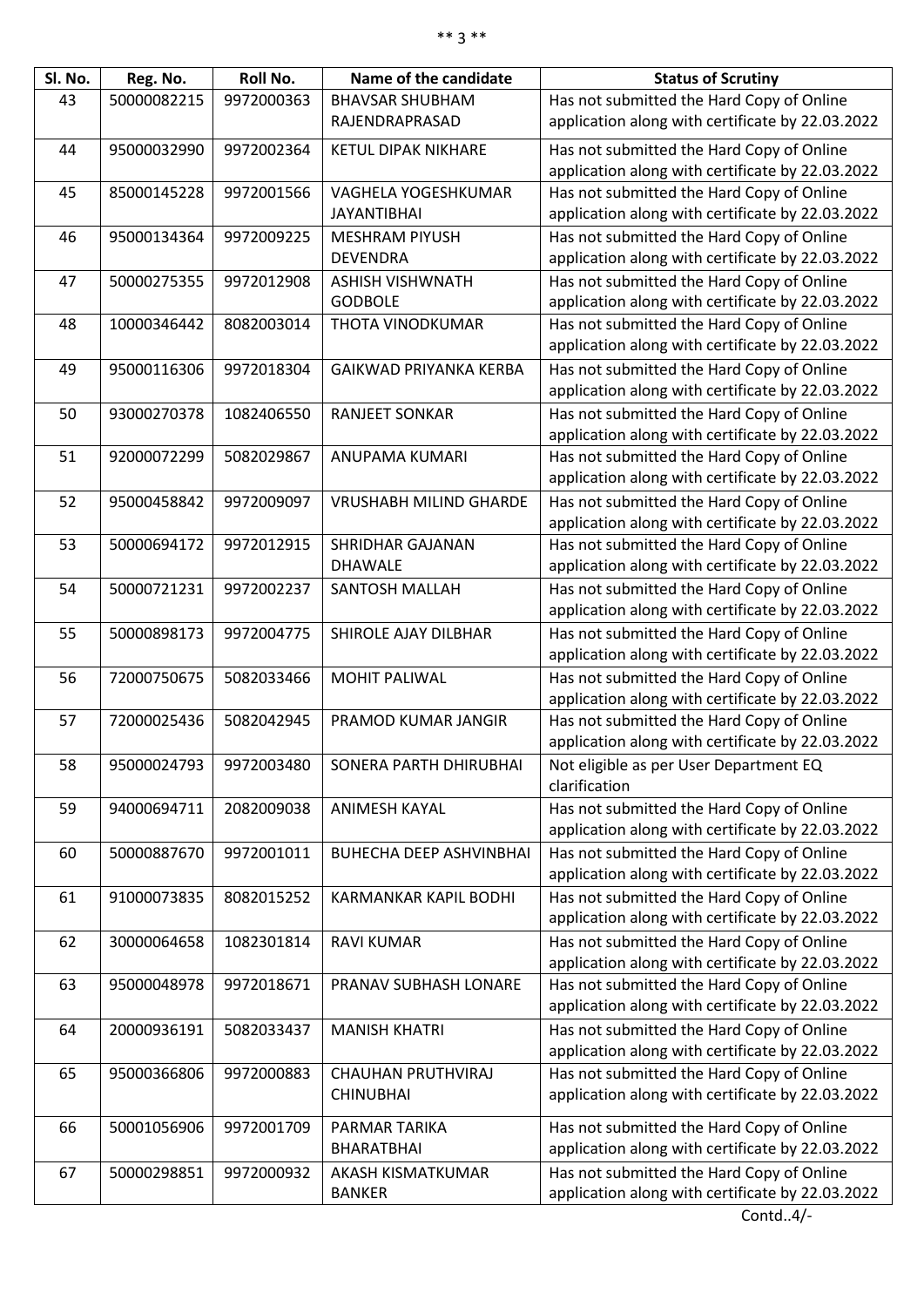| Sl. No. | Reg. No. | Roll No. | Name of the candidate | Status of Scrutiny |
|---|---|---|---|---|
| 43 | 50000082215 | 9972000363 | BHAVSAR SHUBHAM RAJENDRAPRASAD | Has not submitted the Hard Copy of Online application along with certificate by 22.03.2022 |
| 44 | 95000032990 | 9972002364 | KETUL DIPAK NIKHARE | Has not submitted the Hard Copy of Online application along with certificate by 22.03.2022 |
| 45 | 85000145228 | 9972001566 | VAGHELA YOGESHKUMAR JAYANTIBHAI | Has not submitted the Hard Copy of Online application along with certificate by 22.03.2022 |
| 46 | 95000134364 | 9972009225 | MESHRAM PIYUSH DEVENDRA | Has not submitted the Hard Copy of Online application along with certificate by 22.03.2022 |
| 47 | 50000275355 | 9972012908 | ASHISH VISHWNATH GODBOLE | Has not submitted the Hard Copy of Online application along with certificate by 22.03.2022 |
| 48 | 10000346442 | 8082003014 | THOTA VINODKUMAR | Has not submitted the Hard Copy of Online application along with certificate by 22.03.2022 |
| 49 | 95000116306 | 9972018304 | GAIKWAD PRIYANKA KERBA | Has not submitted the Hard Copy of Online application along with certificate by 22.03.2022 |
| 50 | 93000270378 | 1082406550 | RANJEET SONKAR | Has not submitted the Hard Copy of Online application along with certificate by 22.03.2022 |
| 51 | 92000072299 | 5082029867 | ANUPAMA KUMARI | Has not submitted the Hard Copy of Online application along with certificate by 22.03.2022 |
| 52 | 95000458842 | 9972009097 | VRUSHABH MILIND GHARDE | Has not submitted the Hard Copy of Online application along with certificate by 22.03.2022 |
| 53 | 50000694172 | 9972012915 | SHRIDHAR GAJANAN DHAWALE | Has not submitted the Hard Copy of Online application along with certificate by 22.03.2022 |
| 54 | 50000721231 | 9972002237 | SANTOSH MALLAH | Has not submitted the Hard Copy of Online application along with certificate by 22.03.2022 |
| 55 | 50000898173 | 9972004775 | SHIROLE AJAY DILBHAR | Has not submitted the Hard Copy of Online application along with certificate by 22.03.2022 |
| 56 | 72000750675 | 5082033466 | MOHIT PALIWAL | Has not submitted the Hard Copy of Online application along with certificate by 22.03.2022 |
| 57 | 72000025436 | 5082042945 | PRAMOD KUMAR JANGIR | Has not submitted the Hard Copy of Online application along with certificate by 22.03.2022 |
| 58 | 95000024793 | 9972003480 | SONERA PARTH DHIRUBHAI | Not eligible as per User Department EQ clarification |
| 59 | 94000694711 | 2082009038 | ANIMESH KAYAL | Has not submitted the Hard Copy of Online application along with certificate by 22.03.2022 |
| 60 | 50000887670 | 9972001011 | BUHECHA DEEP ASHVINBHAI | Has not submitted the Hard Copy of Online application along with certificate by 22.03.2022 |
| 61 | 91000073835 | 8082015252 | KARMANKAR KAPIL BODHI | Has not submitted the Hard Copy of Online application along with certificate by 22.03.2022 |
| 62 | 30000064658 | 1082301814 | RAVI KUMAR | Has not submitted the Hard Copy of Online application along with certificate by 22.03.2022 |
| 63 | 95000048978 | 9972018671 | PRANAV SUBHASH LONARE | Has not submitted the Hard Copy of Online application along with certificate by 22.03.2022 |
| 64 | 20000936191 | 5082033437 | MANISH KHATRI | Has not submitted the Hard Copy of Online application along with certificate by 22.03.2022 |
| 65 | 95000366806 | 9972000883 | CHAUHAN PRUTHVIRAJ CHINUBHAI | Has not submitted the Hard Copy of Online application along with certificate by 22.03.2022 |
| 66 | 50001056906 | 9972001709 | PARMAR TARIKA BHARATBHAI | Has not submitted the Hard Copy of Online application along with certificate by 22.03.2022 |
| 67 | 50000298851 | 9972000932 | AKASH KISMATKUMAR BANKER | Has not submitted the Hard Copy of Online application along with certificate by 22.03.2022 |

Contd..4/-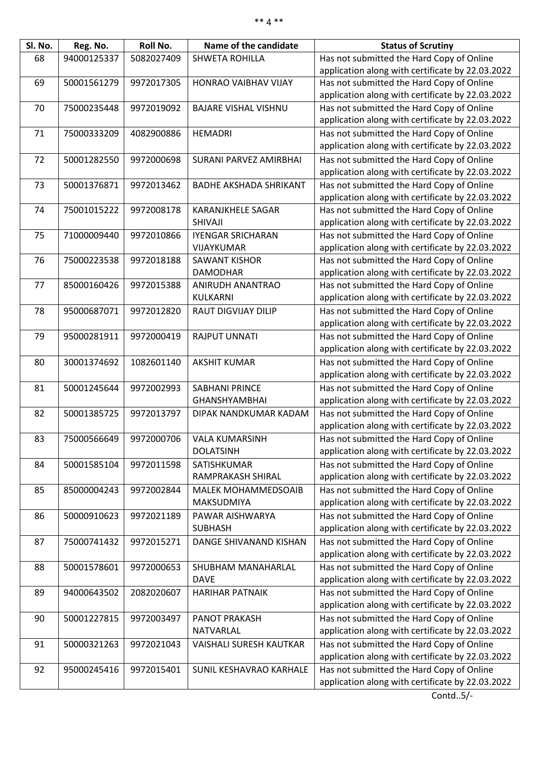| Sl. No. | Reg. No. | Roll No. | Name of the candidate | Status of Scrutiny |
|---|---|---|---|---|
| 68 | 94000125337 | 5082027409 | SHWETA ROHILLA | Has not submitted the Hard Copy of Online application along with certificate by 22.03.2022 |
| 69 | 50001561279 | 9972017305 | HONRAO VAIBHAV VIJAY | Has not submitted the Hard Copy of Online application along with certificate by 22.03.2022 |
| 70 | 75000235448 | 9972019092 | BAJARE VISHAL VISHNU | Has not submitted the Hard Copy of Online application along with certificate by 22.03.2022 |
| 71 | 75000333209 | 4082900886 | HEMADRI | Has not submitted the Hard Copy of Online application along with certificate by 22.03.2022 |
| 72 | 50001282550 | 9972000698 | SURANI PARVEZ AMIRBHAI | Has not submitted the Hard Copy of Online application along with certificate by 22.03.2022 |
| 73 | 50001376871 | 9972013462 | BADHE AKSHADA SHRIKANT | Has not submitted the Hard Copy of Online application along with certificate by 22.03.2022 |
| 74 | 75001015222 | 9972008178 | KARANJKHELE SAGAR SHIVAJI | Has not submitted the Hard Copy of Online application along with certificate by 22.03.2022 |
| 75 | 71000009440 | 9972010866 | IYENGAR SRICHARAN VIJAYKUMAR | Has not submitted the Hard Copy of Online application along with certificate by 22.03.2022 |
| 76 | 75000223538 | 9972018188 | SAWANT KISHOR DAMODHAR | Has not submitted the Hard Copy of Online application along with certificate by 22.03.2022 |
| 77 | 85000160426 | 9972015388 | ANIRUDH ANANTRAO KULKARNI | Has not submitted the Hard Copy of Online application along with certificate by 22.03.2022 |
| 78 | 95000687071 | 9972012820 | RAUT DIGVIJAY DILIP | Has not submitted the Hard Copy of Online application along with certificate by 22.03.2022 |
| 79 | 95000281911 | 9972000419 | RAJPUT UNNATI | Has not submitted the Hard Copy of Online application along with certificate by 22.03.2022 |
| 80 | 30001374692 | 1082601140 | AKSHIT KUMAR | Has not submitted the Hard Copy of Online application along with certificate by 22.03.2022 |
| 81 | 50001245644 | 9972002993 | SABHANI PRINCE GHANSHYAMBHAI | Has not submitted the Hard Copy of Online application along with certificate by 22.03.2022 |
| 82 | 50001385725 | 9972013797 | DIPAK NANDKUMAR KADAM | Has not submitted the Hard Copy of Online application along with certificate by 22.03.2022 |
| 83 | 75000566649 | 9972000706 | VALA KUMARSINH DOLATSINH | Has not submitted the Hard Copy of Online application along with certificate by 22.03.2022 |
| 84 | 50001585104 | 9972011598 | SATISHKUMAR RAMPRAKASH SHIRAL | Has not submitted the Hard Copy of Online application along with certificate by 22.03.2022 |
| 85 | 85000004243 | 9972002844 | MALEK MOHAMMEDSOAIB MAKSUDMIYA | Has not submitted the Hard Copy of Online application along with certificate by 22.03.2022 |
| 86 | 50000910623 | 9972021189 | PAWAR AISHWARYA SUBHASH | Has not submitted the Hard Copy of Online application along with certificate by 22.03.2022 |
| 87 | 75000741432 | 9972015271 | DANGE SHIVANAND KISHAN | Has not submitted the Hard Copy of Online application along with certificate by 22.03.2022 |
| 88 | 50001578601 | 9972000653 | SHUBHAM MANAHARLAL DAVE | Has not submitted the Hard Copy of Online application along with certificate by 22.03.2022 |
| 89 | 94000643502 | 2082020607 | HARIHAR PATNAIK | Has not submitted the Hard Copy of Online application along with certificate by 22.03.2022 |
| 90 | 50001227815 | 9972003497 | PANOT PRAKASH NATVARLAL | Has not submitted the Hard Copy of Online application along with certificate by 22.03.2022 |
| 91 | 50000321263 | 9972021043 | VAISHALI SURESH KAUTKAR | Has not submitted the Hard Copy of Online application along with certificate by 22.03.2022 |
| 92 | 95000245416 | 9972015401 | SUNIL KESHAVRAO KARHALE | Has not submitted the Hard Copy of Online application along with certificate by 22.03.2022 |

Contd..5/-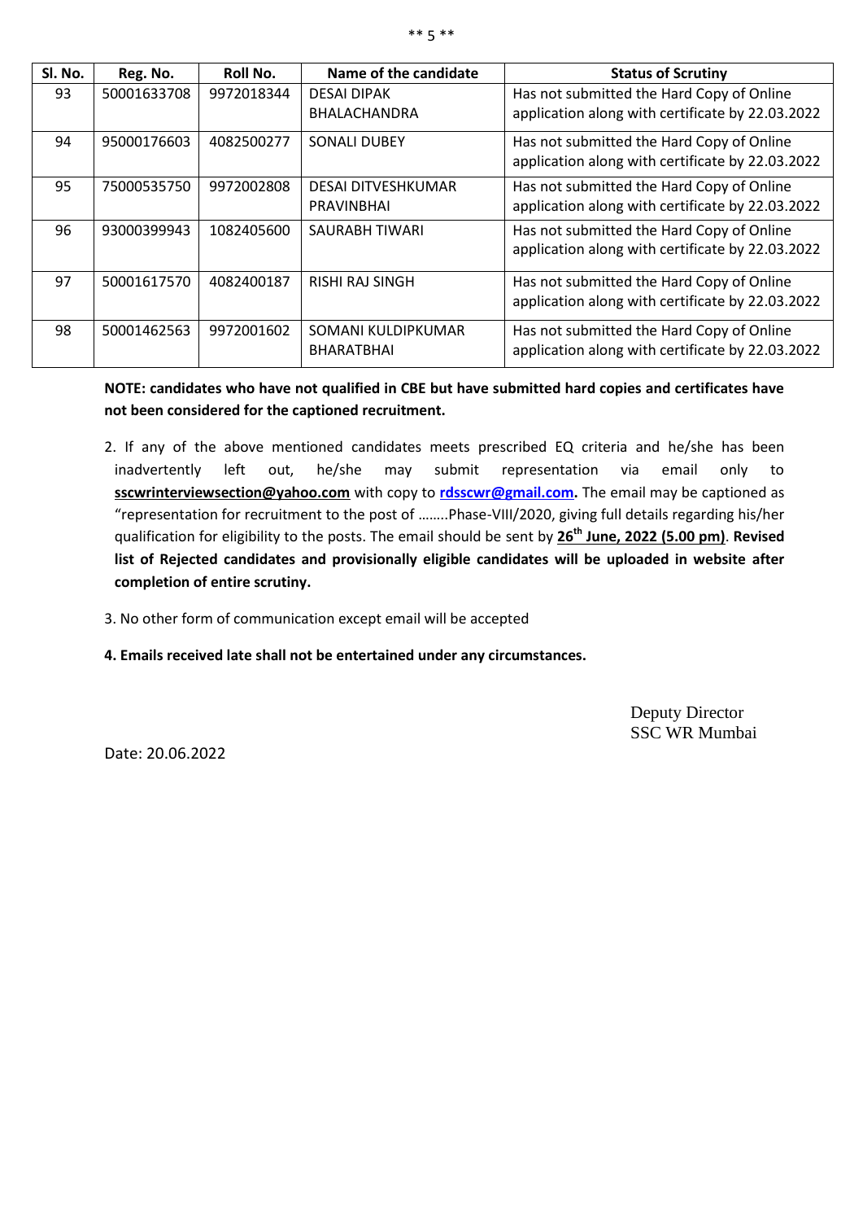| Sl. No. | Reg. No. | Roll No. | Name of the candidate | Status of Scrutiny |
|---|---|---|---|---|
| 93 | 50001633708 | 9972018344 | DESAI DIPAK BHALACHANDRA | Has not submitted the Hard Copy of Online application along with certificate by 22.03.2022 |
| 94 | 95000176603 | 4082500277 | SONALI DUBEY | Has not submitted the Hard Copy of Online application along with certificate by 22.03.2022 |
| 95 | 75000535750 | 9972002808 | DESAI DITVESHKUMAR PRAVINBHAI | Has not submitted the Hard Copy of Online application along with certificate by 22.03.2022 |
| 96 | 93000399943 | 1082405600 | SAURABH TIWARI | Has not submitted the Hard Copy of Online application along with certificate by 22.03.2022 |
| 97 | 50001617570 | 4082400187 | RISHI RAJ SINGH | Has not submitted the Hard Copy of Online application along with certificate by 22.03.2022 |
| 98 | 50001462563 | 9972001602 | SOMANI KULDIPKUMAR BHARATBHAI | Has not submitted the Hard Copy of Online application along with certificate by 22.03.2022 |

**NOTE: candidates who have not qualified in CBE but have submitted hard copies and certificates have not been considered for the captioned recruitment.**

2. If any of the above mentioned candidates meets prescribed EQ criteria and he/she has been inadvertently left out, he/she may submit representation via email only to **sscwrinterviewsection@yahoo.com** with copy to **rdsscwr@gmail.com.** The email may be captioned as "representation for recruitment to the post of ……..Phase-VIII/2020, giving full details regarding his/her qualification for eligibility to the posts. The email should be sent by **26th June, 2022 (5.00 pm)**. **Revised list of Rejected candidates and provisionally eligible candidates will be uploaded in website after completion of entire scrutiny.**

3. No other form of communication except email will be accepted

**4. Emails received late shall not be entertained under any circumstances.**

Deputy Director
SSC WR Mumbai

Date: 20.06.2022